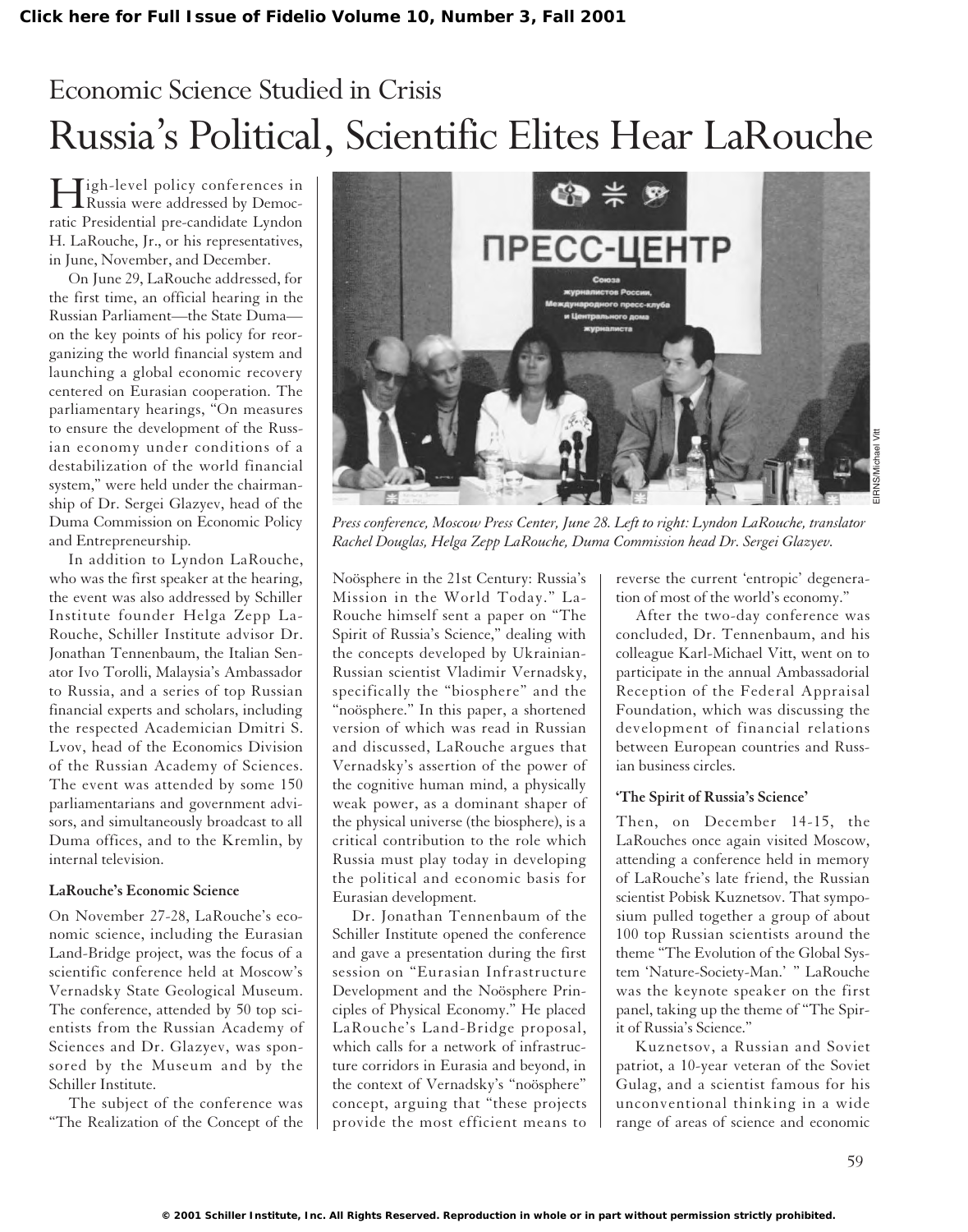Economic Science Studied in Crisis

# Russia's Political, Scientific Elites Hear LaRouche

High-level policy conferences in Russia were addressed by Democratic Presidential pre-candidate Lyndon H. LaRouche, Jr., or his representatives, in June, November, and December.

On June 29, LaRouche addressed, for the first time, an official hearing in the Russian Parliament—the State Duma—on the key points of his policy for reorganizing the world financial system and launching a global economic recovery centered on Eurasian cooperation. The parliamentary hearings, "On measures to ensure the development of the Russian economy under conditions of a destabilization of the world financial system," were held under the chairmanship of Dr. Sergei Glazyev, head of the Duma Commission on Economic Policy and Entrepreneurship.

In addition to Lyndon LaRouche, who was the first speaker at the hearing, the event was also addressed by Schiller Institute founder Helga Zepp LaRouche, Schiller Institute advisor Dr. Jonathan Tennenbaum, the Italian Senator Ivo Torolli, Malaysia's Ambassador to Russia, and a series of top Russian financial experts and scholars, including the respected Academician Dmitri S. Lvov, head of the Economics Division of the Russian Academy of Sciences. The event was attended by some 150 parliamentarians and government advisors, and simultaneously broadcast to all Duma offices, and to the Kremlin, by internal television.

*Press conference, Moscow Press Center, June 28. Left to right: Lyndon LaRouche, translator Rachel Douglas, Helga Zepp LaRouche, Duma Commission head Dr. Sergei Glazyev.*

### LaRouche's Economic Science

On November 27-28, LaRouche's economic science, including the Eurasian Land-Bridge project, was the focus of a scientific conference held at Moscow's Vernadsky State Geological Museum. The conference, attended by 50 top scientists from the Russian Academy of Sciences and Dr. Glazyev, was sponsored by the Museum and by the Schiller Institute.

The subject of the conference was "The Realization of the Concept of the Noösphere in the 21st Century: Russia's Mission in the World Today." LaRouche himself sent a paper on "The Spirit of Russia's Science," dealing with the concepts developed by Ukrainian-Russian scientist Vladimir Vernadsky, specifically the "biosphere" and the "noösphere." In this paper, a shortened version of which was read in Russian and discussed, LaRouche argues that Vernadsky's assertion of the power of the cognitive human mind, a physically weak power, as a dominant shaper of the physical universe (the biosphere), is a critical contribution to the role which Russia must play today in developing the political and economic basis for Eurasian development.

Dr. Jonathan Tennenbaum of the Schiller Institute opened the conference and gave a presentation during the first session on "Eurasian Infrastructure Development and the Noösphere Principles of Physical Economy." He placed LaRouche's Land-Bridge proposal, which calls for a network of infrastructure corridors in Eurasia and beyond, in the context of Vernadsky's "noösphere" concept, arguing that "these projects provide the most efficient means to reverse the current 'entropic' degeneration of most of the world's economy."

After the two-day conference was concluded, Dr. Tennenbaum, and his colleague Karl-Michael Vitt, went on to participate in the annual Ambassadorial Reception of the Federal Appraisal Foundation, which was discussing the development of financial relations between European countries and Russian business circles.

### 'The Spirit of Russia's Science'

Then, on December 14-15, the LaRouches once again visited Moscow, attending a conference held in memory of LaRouche's late friend, the Russian scientist Pobisk Kuznetsov. That symposium pulled together a group of about 100 top Russian scientists around the theme "The Evolution of the Global System 'Nature-Society-Man.' " LaRouche was the keynote speaker on the first panel, taking up the theme of "The Spirit of Russia's Science."

Kuznetsov, a Russian and Soviet patriot, a 10-year veteran of the Soviet Gulag, and a scientist famous for his unconventional thinking in a wide range of areas of science and economic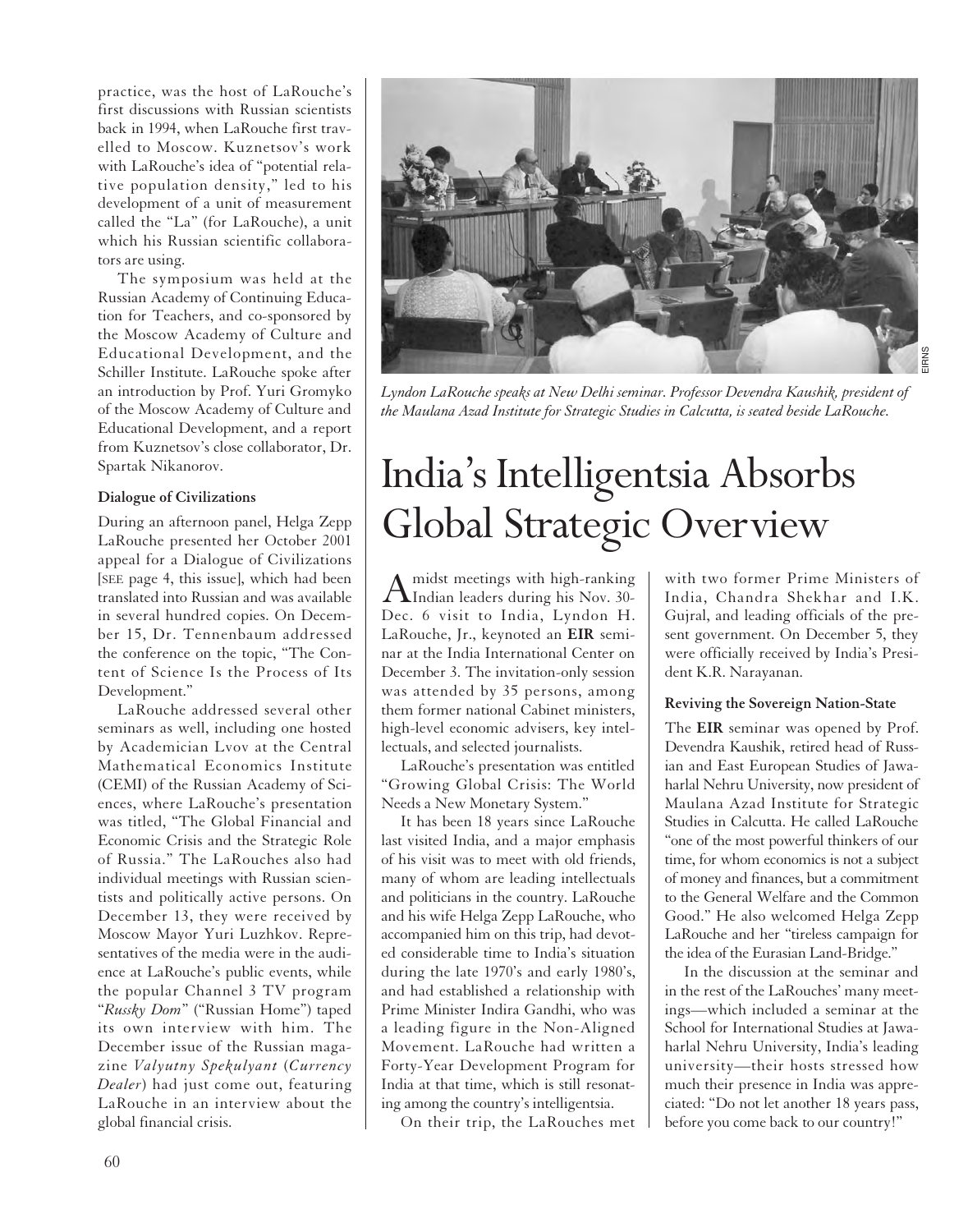practice, was the host of LaRouche's first discussions with Russian scientists back in 1994, when LaRouche first travelled to Moscow. Kuznetsov's work with LaRouche's idea of "potential relative population density," led to his development of a unit of measurement called the "La" (for LaRouche), a unit which his Russian scientific collaborators are using.

The symposium was held at the Russian Academy of Continuing Education for Teachers, and co-sponsored by the Moscow Academy of Culture and Educational Development, and the Schiller Institute. LaRouche spoke after an introduction by Prof. Yuri Gromyko of the Moscow Academy of Culture and Educational Development, and a report from Kuznetsov's close collaborator, Dr. Spartak Nikanorov.

### Dialogue of Civilizations

During an afternoon panel, Helga Zepp LaRouche presented her October 2001 appeal for a Dialogue of Civilizations [SEE page 4, this issue], which had been translated into Russian and was available in several hundred copies. On December 15, Dr. Tennenbaum addressed the conference on the topic, "The Content of Science Is the Process of Its Development."

LaRouche addressed several other seminars as well, including one hosted by Academician Lvov at the Central Mathematical Economics Institute (CEMI) of the Russian Academy of Sciences, where LaRouche's presentation was titled, "The Global Financial and Economic Crisis and the Strategic Role of Russia." The LaRouches also had individual meetings with Russian scientists and politically active persons. On December 13, they were received by Moscow Mayor Yuri Luzhkov. Representatives of the media were in the audience at LaRouche's public events, while the popular Channel 3 TV program "*Russky Dom*" ("Russian Home") taped its own interview with him. The December issue of the Russian magazine *Valyutny Spekulyant* (*Currency Dealer*) had just come out, featuring LaRouche in an interview about the global financial crisis.

EIRNS

*Lyndon LaRouche speaks at New Delhi seminar. Professor Devendra Kaushik, president of the Maulana Azad Institute for Strategic Studies in Calcutta, is seated beside LaRouche.*

# India's Intelligentsia Absorbs Global Strategic Overview

Amidst meetings with high-ranking Indian leaders during his Nov. 30-Dec. 6 visit to India, Lyndon H. LaRouche, Jr., keynoted an **EIR** seminar at the India International Center on December 3. The invitation-only session was attended by 35 persons, among them former national Cabinet ministers, high-level economic advisers, key intellectuals, and selected journalists.

LaRouche's presentation was entitled "Growing Global Crisis: The World Needs a New Monetary System."

It has been 18 years since LaRouche last visited India, and a major emphasis of his visit was to meet with old friends, many of whom are leading intellectuals and politicians in the country. LaRouche and his wife Helga Zepp LaRouche, who accompanied him on this trip, had devoted considerable time to India's situation during the late 1970's and early 1980's, and had established a relationship with Prime Minister Indira Gandhi, who was a leading figure in the Non-Aligned Movement. LaRouche had written a Forty-Year Development Program for India at that time, which is still resonating among the country's intelligentsia.

On their trip, the LaRouches met with two former Prime Ministers of India, Chandra Shekhar and I.K. Gujral, and leading officials of the present government. On December 5, they were officially received by India's President K.R. Narayanan.

### Reviving the Sovereign Nation-State

The **EIR** seminar was opened by Prof. Devendra Kaushik, retired head of Russian and East European Studies of Jawaharlal Nehru University, now president of Maulana Azad Institute for Strategic Studies in Calcutta. He called LaRouche "one of the most powerful thinkers of our time, for whom economics is not a subject of money and finances, but a commitment to the General Welfare and the Common Good." He also welcomed Helga Zepp LaRouche and her "tireless campaign for the idea of the Eurasian Land-Bridge."

In the discussion at the seminar and in the rest of the LaRouches' many meetings—which included a seminar at the School for International Studies at Jawaharlal Nehru University, India's leading university—their hosts stressed how much their presence in India was appreciated: "Do not let another 18 years pass, before you come back to our country!"